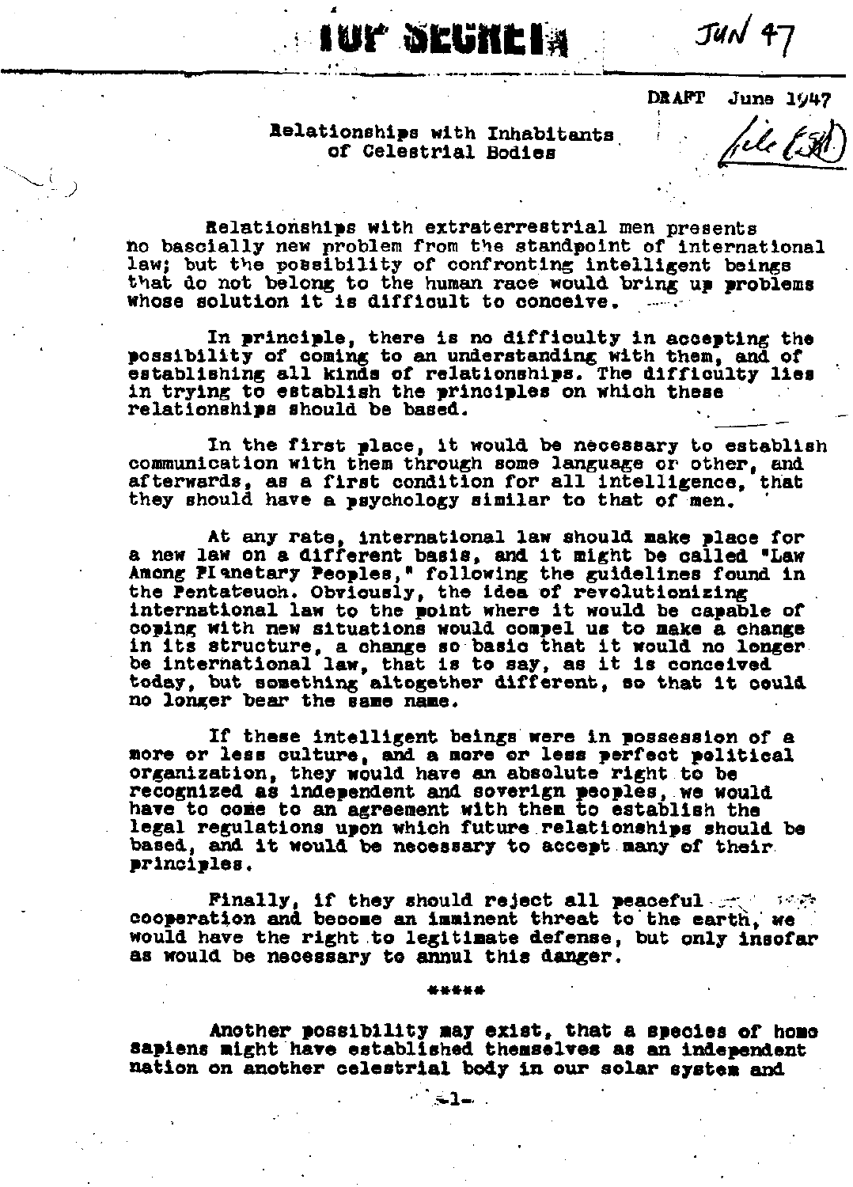TOP SECRET JUN 47

DRAFT June 1947

# Relationships with Inhabitants of Celestrial Bodies

Relationships with extraterrestrial men presents no bascially new problem from the standpoint of international law; but the possibility of confronting intelligent beings that do not belong to the human race would bring up problems whose solution it is difficult to conceive.

In principle, there is no difficulty in accepting the possibility of coming to an understanding with them, and of establishing all kinds of relationships. The difficulty lies in trying to establish the principles on which these relationships should be based.

In the first place, it would be necessary to establish communication with them through some language or other, and afterwards, as a first condition for all intelligence, that they should have a psychology similar to that of men.

At any rate, international law should make place for a new law on a different basis, and it might be called "Law Among Planetary Peoples," following the guidelines found in the Pentateuch. Obviously, the idea of revolutionizing international law to the point where it would be capable of coping with new situations would compel us to make a change in its structure, a change so basic that it would no longer be international law, that is to say, as it is conceived today, but something altogether different, so that it could no longer bear the same name.

If these intelligent beings were in possession of a more or less culture, and a more or less perfect political organization, they would have an absolute right to be recognized as independent and soverign peoples, we would have to come to an agreement with them to establish the legal regulations upon which future relationships should be based, and it would be necessary to accept many of their principles.

Finally, if they should reject all peaceful cooperation and become an imminent threat to the earth, we would have the right to legitimate defense, but only insofar as would be necessary to annul this danger.

\*\*\*\*\*

Another possibility may exist, that a species of homo sapiens might have established themselves as an independent nation on another celestrial body in our solar system and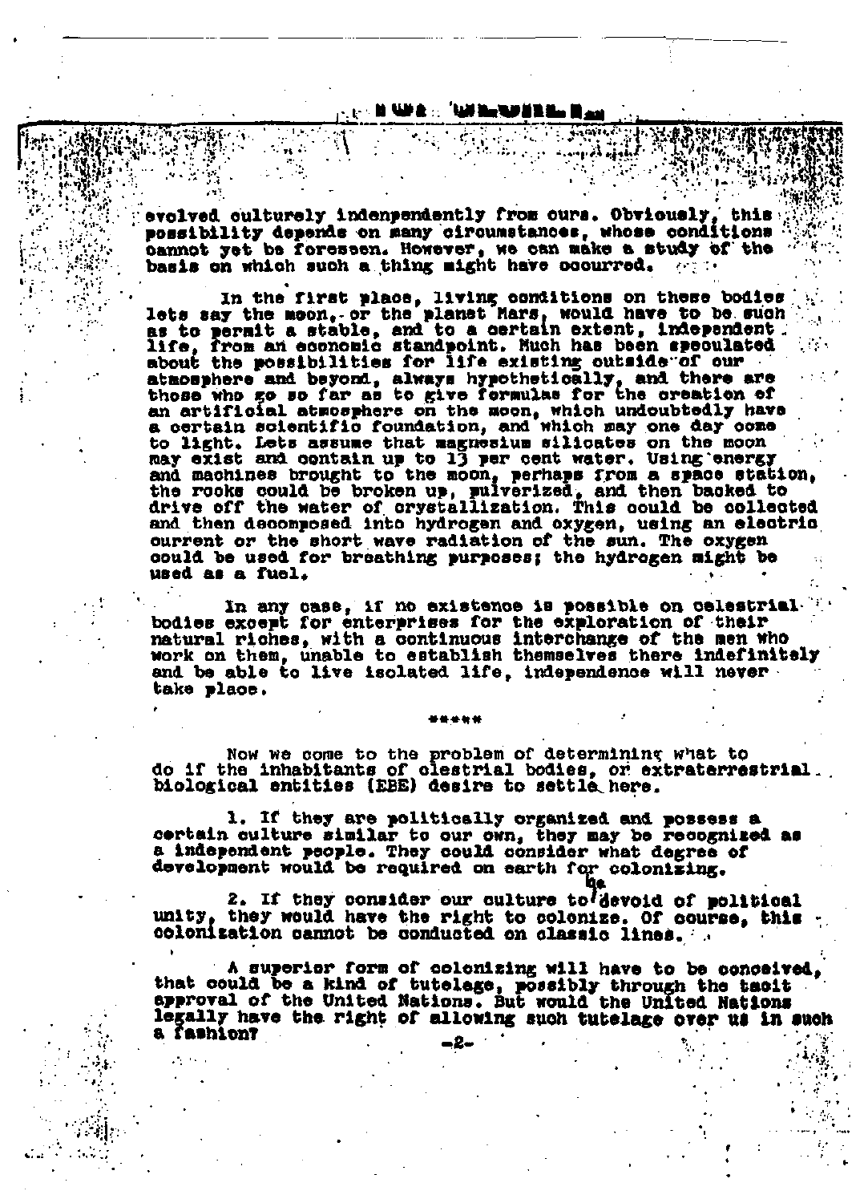evolved culturely indenpendently from ours. Obviously, this possibility depends on many circumstances, whose conditions cannot yet be foreseen. However, we can make a study of the basis on which such a thing might have occurred.

In the first place, living conditions on these bodies lets say the moon, or the planet Mars, would have to be such as to permit a stable, and to a certain extent, independent life, from an economic standpoint. Much has been speculated about the possibilities for life existing outside of our atmosphere and beyond, always hypothetically, and there are those who go so far as to give formulas for the creation of an artificial atmosphere on the moon, which undoubtedly have a certain scientific foundation, and which may one day come to light. Lets assume that magnesium silicates on the moon may exist and contain up to 13 per cent water. Using energy and machines brought to the moon, perhaps from a space station, the rocks could be broken up, pulverized, and then backed to drive off the water of crystallization. This could be collected and then decomposed into hydrogen and oxygen, using an electric current or the short wave radiation of the sun. The oxygen could be used for breathing purposes; the hydrogen might be used as a fuel.

In any case, if no existence is possible on celestrial bodies except for enterprises for the exploration of their natural riches, with a continuous interchange of the men who work on them, unable to establish themselves there indefinitely and be able to live isolated life, independence will never take place.

*****

Now we come to the problem of determining what to do if the inhabitants of clestrial bodies, or extraterrestrial biological entities (EBE) desire to settle here.

1. If they are politically organized and possess a certain culture similar to our own, they may be recognized as a independent people. They could consider what degree of development would be required on earth for colonizing.

2. If they consider our culture to be devoid of political unity, they would have the right to colonize. Of course, this colonization cannot be conducted on classic lines.

A superior form of colonizing will have to be conceived, that could be a kind of tutelage, possibly through the tacit approval of the United Nations. But would the United Nations legally have the right of allowing such tutelage over us in such a fashion?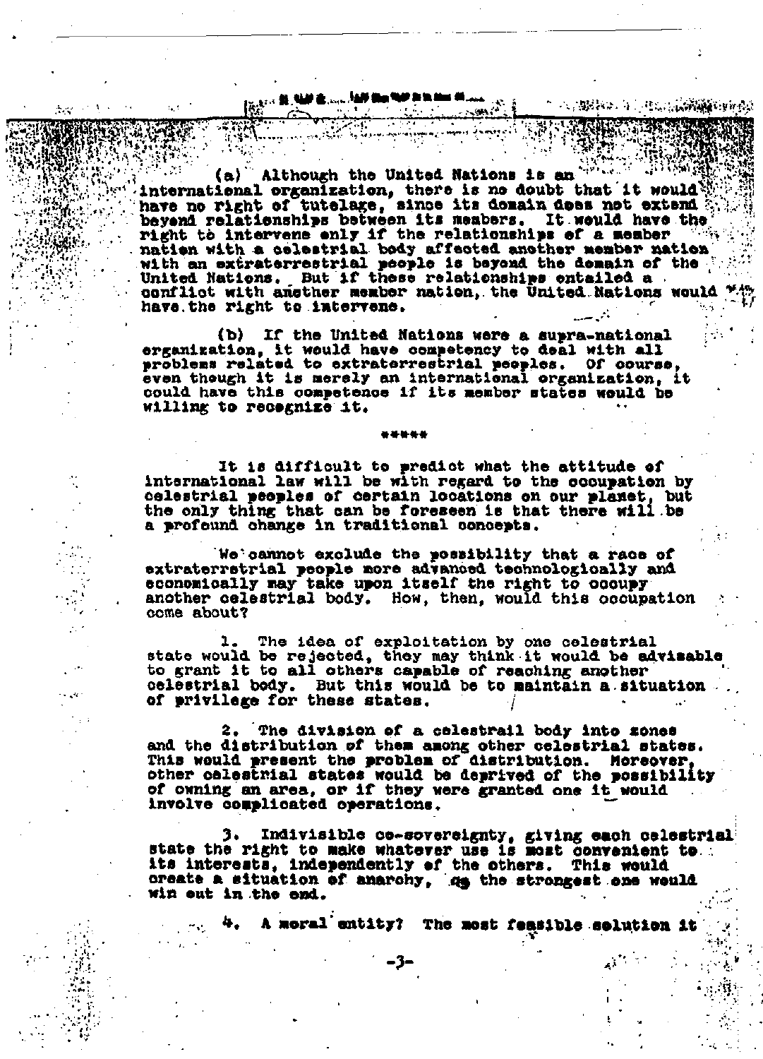(a) Although the United Nations is an international organization, there is no doubt that it would have no right of tutelage, since its domain does not extend beyond relationships between its members. It would have the right to intervene only if the relationships of a member nation with a celestrial body affected another member nation with an extraterrestrial people is beyond the domain of the United Nations. But if these relationships entailed a conflict with another member nation, the United Nations would have the right to intervene.

(b) If the United Nations were a supra-national organization, it would have competency to deal with all problems related to extraterrestrial peoples. Of course, even though it is merely an international organization, it could have this competence if its member states would be willing to recognize it.

*****

It is difficult to predict what the attitude of international law will be with regard to the occupation by celestrial peoples of certain locations on our planet, but the only thing that can be foreseen is that there will be a profound change in traditional concepts.

We cannot exclude the possibility that a race of extraterrestrial people more advanced technologically and economically may take upon itself the right to occupy another celestrial body. How, then, would this occupation come about?

1. The idea of exploitation by one celestrial state would be rejected, they may think it would be advisable to grant it to all others capable of reaching another celestrial body. But this would be to maintain a situation of privilege for these states.

2. The division of a celestrail body into zones and the distribution of them among other celestrial states. This would present the problem of distribution. Moreover, other celestrial states would be deprived of the possibility of owning an area, or if they were granted one it would involve complicated operations.

3. Indivisible co-sovereignty, giving each celestrial state the right to make whatever use is most convenient to its interests, independently of the others. This would create a situation of anarchy, as the strongest one would win out in the end.

4. A moral entity? The most feasible solution it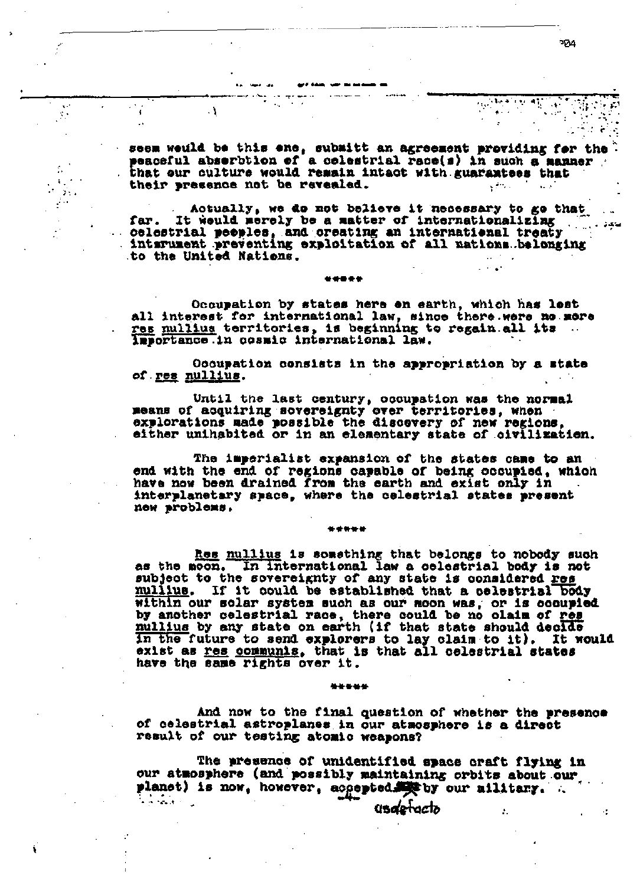seem would be this one, submitt an agreement providing for the peaceful absorbtion of a celestrial race(s) in such a manner that our culture would remain intact with guarantees that their presence not be revealed.

Actually, we do not believe it necessary to go that far. It would merely be a matter of internationalizing celestrial peoples, and creating an international treaty intsrument preventing exploitation of all nations belonging to the United Nations.

\*\*\*\*\*

Occupation by states here on earth, which has lost all interest for international law, since there were no more <u>res nullius</u> territories, is beginning to regain all its importance in cosmic international law.

Occupation consists in the appropriation by a state of <u>res nullius</u>.

Until the last century, occupation was the normal means of acquiring sovereignty over territories, when explorations made possible the discovery of new regions, either unihabited or in an elementary state of civilization.

The imperialist expansion of the states came to an end with the end of regions capable of being occupied, which have now been drained from the earth and exist only in interplanetary space, where the celestrial states present new problems.

\*\*\*\*\*

<u>Res nullius</u> is something that belongs to nobody such as the moon. In international law a celestrial body is not subject to the sovereignty of any state is considered <u>res nullius</u>. If it could be established that a celestrial body within our solar system such as our moon was, or is occupied by another celestrial race, there could be no claim of <u>res nullius</u> by any state on earth (if that state should decide in the future to send explorers to lay claim to it). It would exist as <u>res communis</u>, that is that all celestrial states have the same rights over it.

\*\*\*\*\*

And now to the final question of whether the presence of celestrial astroplanes in our atmosphere is a direct result of our testing atomic weapons?

The presence of unidentified space craft flying in our atmosphere (and possibly maintaining orbits about our planet) is now, however, accepted by our military.

usdefacto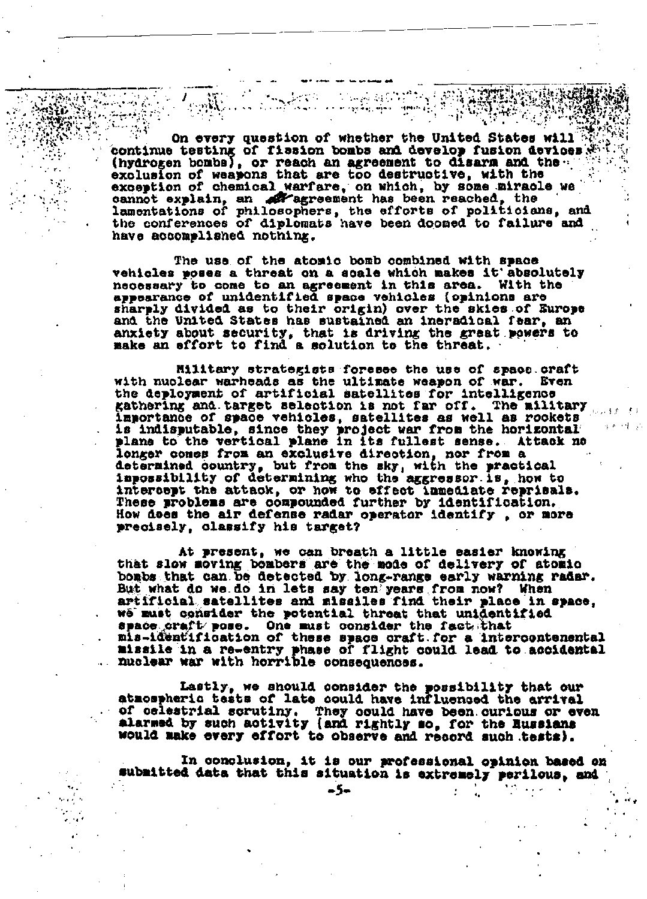On every question of whether the United States will continue testing of fission bombs and develop fusion devices (hydrogen bombs), or reach an agreement to disarm and the exclusion of weapons that are too destructive, with the exception of chemical warfare, on which, by some miracle we cannot explain, an agreement has been reached, the lamentations of philosophers, the efforts of politicians, and the conferences of diplomats have been doomed to failure and have accomplished nothing.

The use of the atomic bomb combined with space vehicles poses a threat on a scale which makes it absolutely necessary to come to an agreement in this area. With the appearance of unidentified space vehicles (opinions are sharply divided as to their origin) over the skies of Europe and the United States has sustained an ineradical fear, an anxiety about security, that is driving the great powers to make an effort to find a solution to the threat.

Military strategists foresee the use of space craft with nuclear warheads as the ultimate weapon of war. Even the deployment of artificial satellites for intelligence gathering and target selection is not far off. The military importance of space vehicles, satellites as well as rockets is indisputable, since they project war from the horizontal plane to the vertical plane in its fullest sense. Attack no longer comes from an exclusive direction, nor from a determined country, but from the sky, with the practical impossibility of determining who the aggressor is, how to intercept the attack, or how to effect immediate reprisals. These problems are compounded further by identification. How does the air defense radar operator identify , or more precisely, classify his target?

At present, we can breath a little easier knowing that slow moving bombers are the mode of delivery of atomic bombs that can be detected by long-range early warning radar. But what do we do in lets say ten years from now? When artificial satellites and missiles find their place in space, we must consider the potential threat that unidentified space craft pose. One must consider the fact that mis-identification of these space craft for a intercontenental missile in a re-entry phase of flight could lead to accidental nuclear war with horrible consequences.

Lastly, we should consider the possibility that our atmospheric tests of late could have influenced the arrival of celestrial scrutiny. They could have been curious or even alarmed by such activity (and rightly so, for the Russians would make every effort to observe and record such tests).

In conclusion, it is our professional opinion based on submitted data that this situation is extremely perilous, and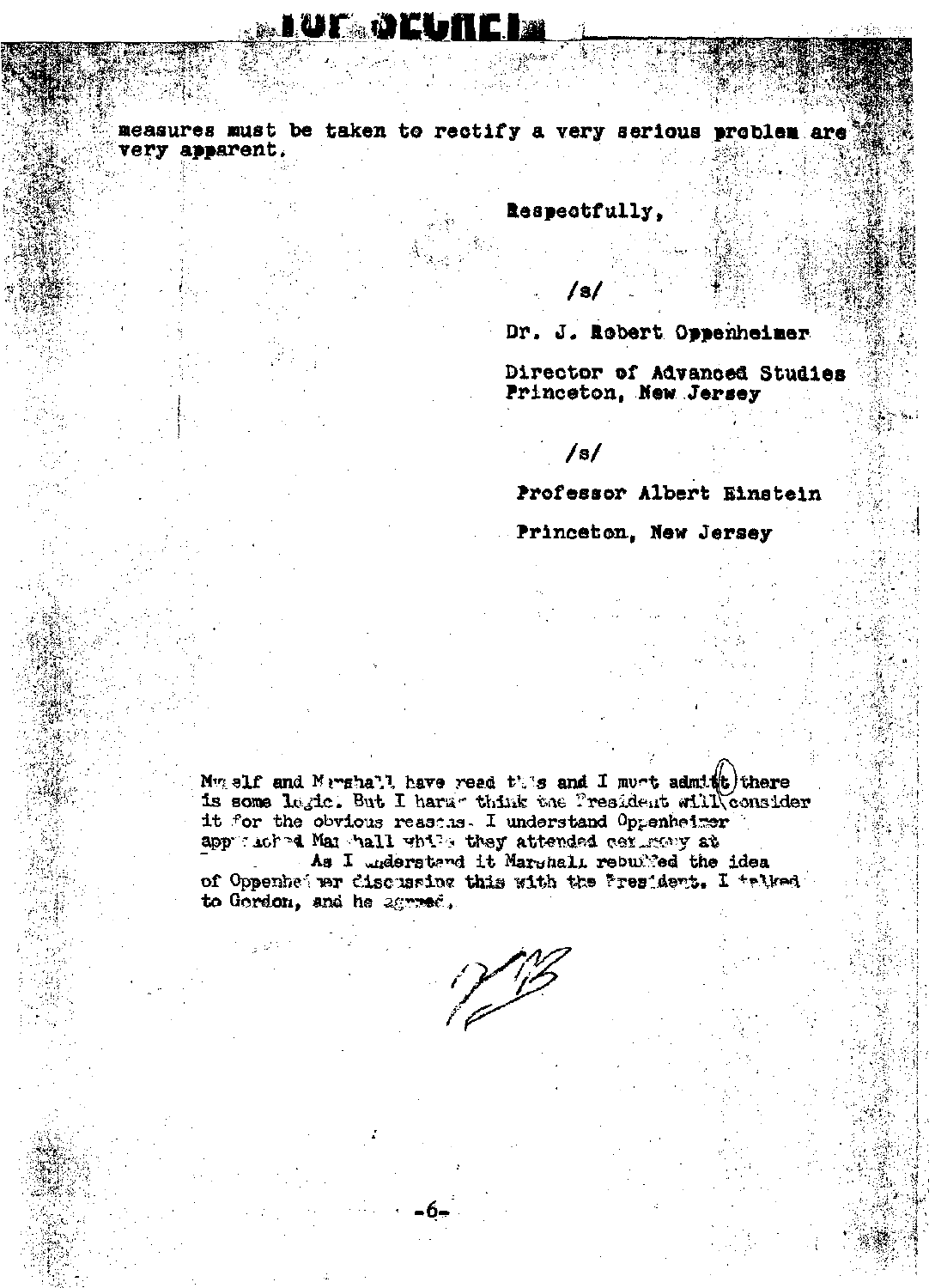TOP SECRET

measures must be taken to rectify a very serious problem are very apparent.

Respectfully,

/s/

Dr. J. Robert Oppenheimer

Director of Advanced Studies
Princeton, New Jersey

/s/

Professor Albert Einstein

Princeton, New Jersey

Myself and Marshall have read this and I must admit there is some logic. But I hardly think the President will consider it for the obvious reasons. I understand Oppenheimer approached Marshall while they attended ceremony at [illegible]. As I understand it Marshall rebuffed the idea of Oppenheimer discussing this with the President. I talked to Gordon, and he agreed.